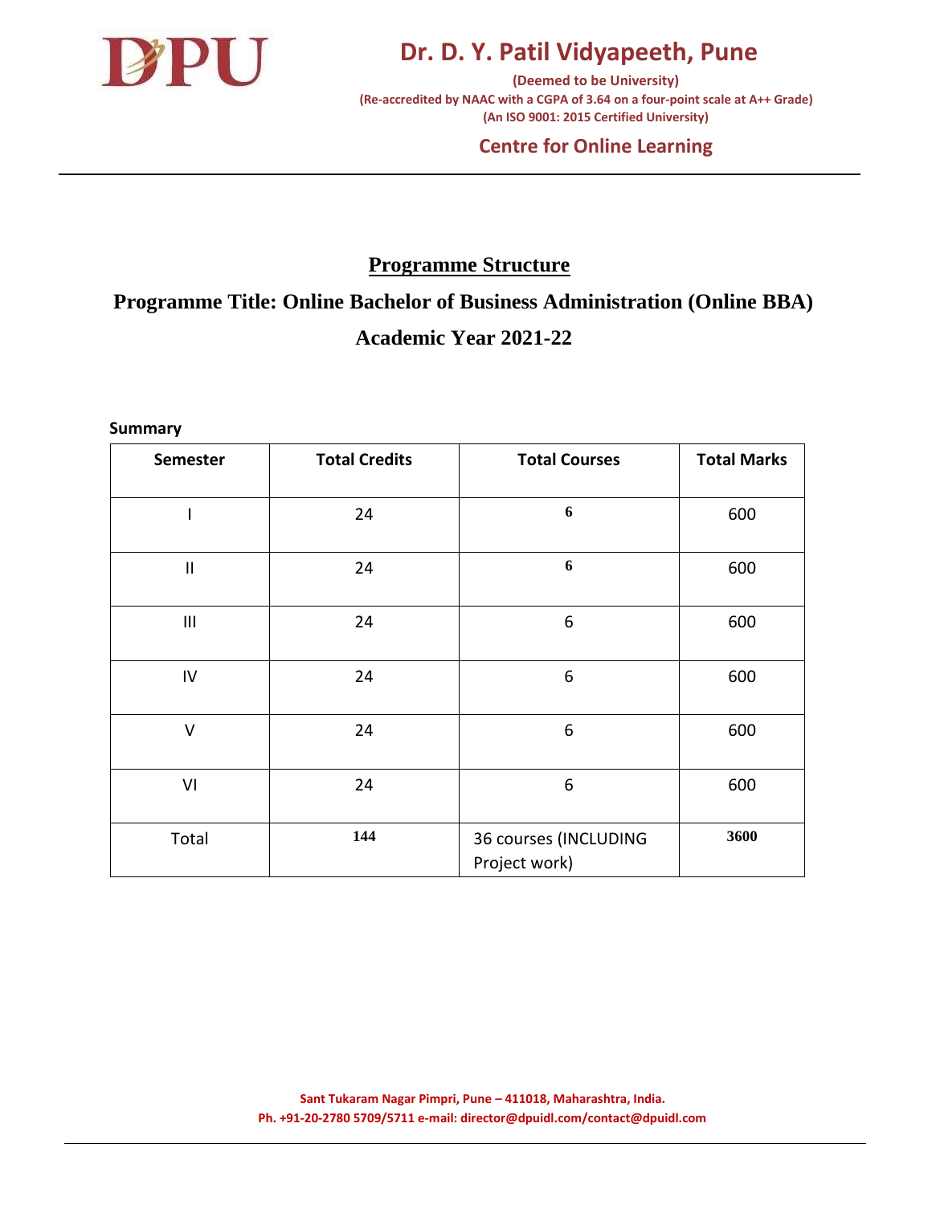# Dr. D. Y. Patil Vidyapeeth, Pune

**(Deemed to be University)**
**(Re-accredited by NAAC with a CGPA of 3.64 on a four-point scale at A++ Grade)**
**(An ISO 9001: 2015 Certified University)**

## Centre for Online Learning

## Programme Structure

## Programme Title: Online Bachelor of Business Administration (Online BBA)

## Academic Year 2021-22

**Summary**

| Semester | Total Credits | Total Courses | Total Marks |
|---|---|---|---|
| I | 24 | 6 | 600 |
| II | 24 | 6 | 600 |
| III | 24 | 6 | 600 |
| IV | 24 | 6 | 600 |
| V | 24 | 6 | 600 |
| VI | 24 | 6 | 600 |
| Total | 144 | 36 courses (INCLUDING Project work) | 3600 |

Sant Tukaram Nagar Pimpri, Pune – 411018, Maharashtra, India.
Ph. +91-20-2780 5709/5711 e-mail: director@dpuidl.com/contact@dpuidl.com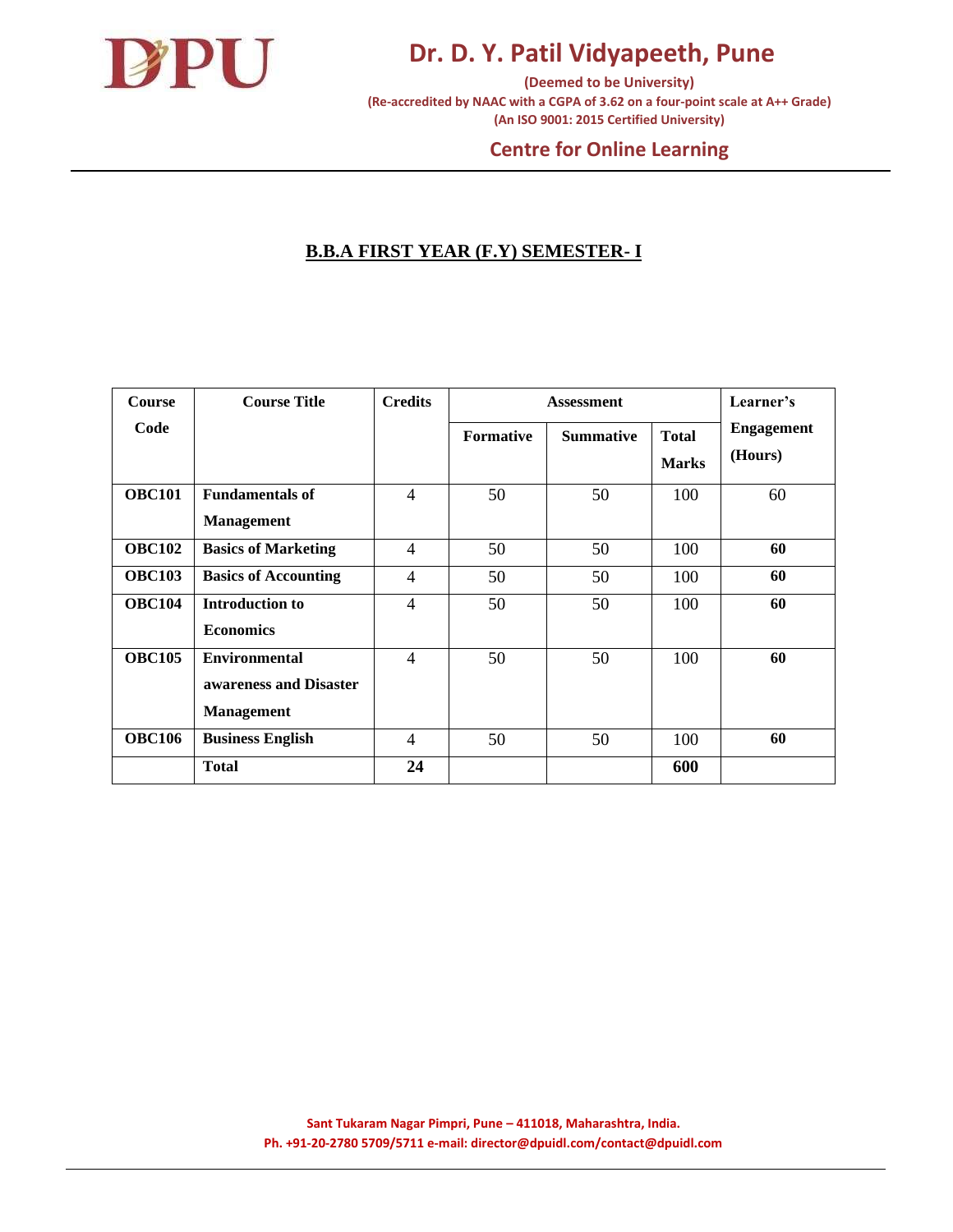## B.B.A FIRST YEAR (F.Y) SEMESTER- I

| Course Code | Course Title | Credits | Assessment | | | Learner's Engagement (Hours) |
|---|---|---|---|---|---|---|
| | | | Formative | Summative | Total Marks | |
| **OBC101** | **Fundamentals of Management** | 4 | 50 | 50 | 100 | 60 |
| **OBC102** | **Basics of Marketing** | 4 | 50 | 50 | 100 | **60** |
| **OBC103** | **Basics of Accounting** | 4 | 50 | 50 | 100 | **60** |
| **OBC104** | **Introduction to Economics** | 4 | 50 | 50 | 100 | **60** |
| **OBC105** | **Environmental awareness and Disaster Management** | 4 | 50 | 50 | 100 | **60** |
| **OBC106** | **Business English** | 4 | 50 | 50 | 100 | **60** |
| | **Total** | **24** | | | **600** | |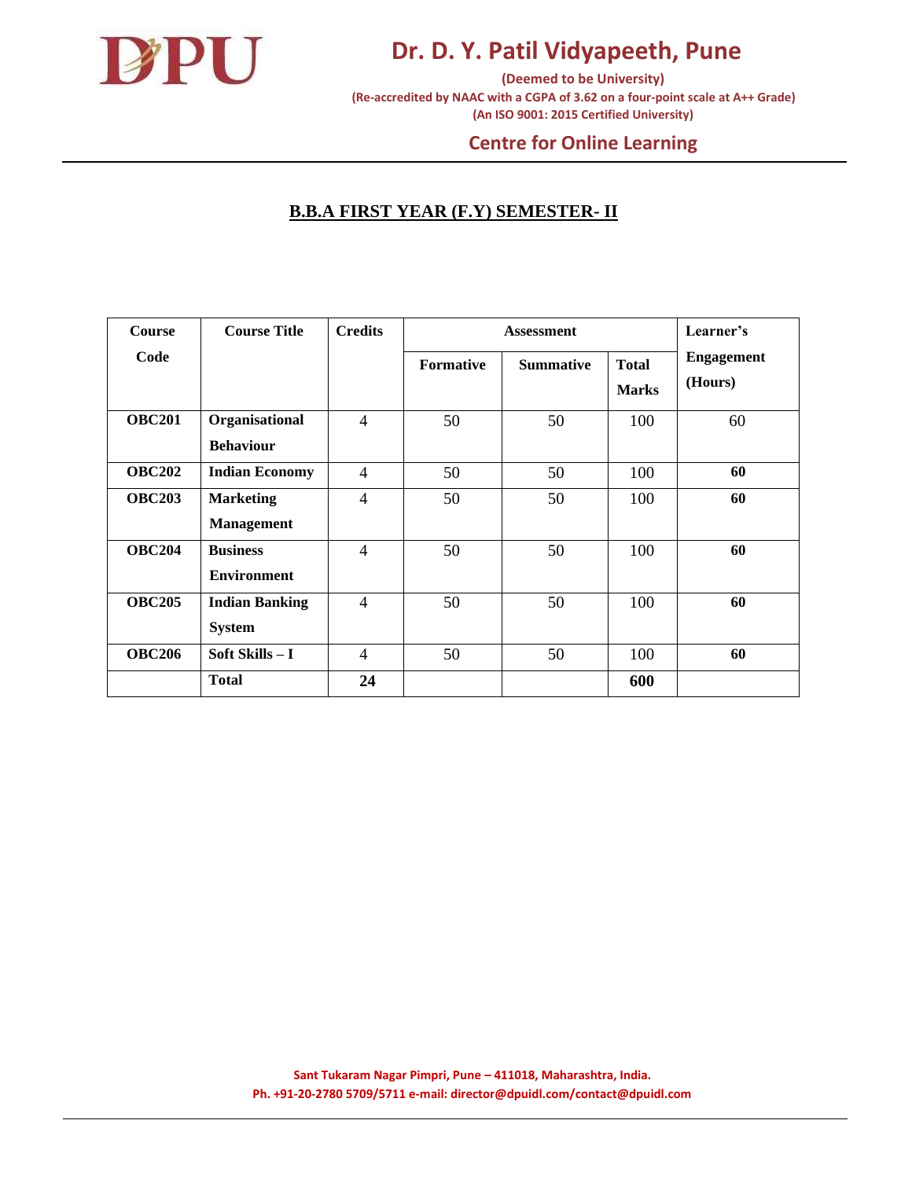# Dr. D. Y. Patil Vidyapeeth, Pune

**(Deemed to be University)**
**(Re-accredited by NAAC with a CGPA of 3.62 on a four-point scale at A++ Grade)**
**(An ISO 9001: 2015 Certified University)**

## Centre for Online Learning

## B.B.A FIRST YEAR (F.Y) SEMESTER- II

| Course Code | Course Title | Credits | Assessment | | | Learner's Engagement (Hours) |
|---|---|---|---|---|---|---|
| | | | Formative | Summative | Total Marks | |
| **OBC201** | **Organisational Behaviour** | 4 | 50 | 50 | 100 | 60 |
| **OBC202** | **Indian Economy** | 4 | 50 | 50 | 100 | **60** |
| **OBC203** | **Marketing Management** | 4 | 50 | 50 | 100 | **60** |
| **OBC204** | **Business Environment** | 4 | 50 | 50 | 100 | **60** |
| **OBC205** | **Indian Banking System** | 4 | 50 | 50 | 100 | **60** |
| **OBC206** | **Soft Skills – I** | 4 | 50 | 50 | 100 | **60** |
| | **Total** | **24** | | | **600** | |

**Sant Tukaram Nagar Pimpri, Pune – 411018, Maharashtra, India.**
**Ph. +91-20-2780 5709/5711 e-mail: director@dpuidl.com/contact@dpuidl.com**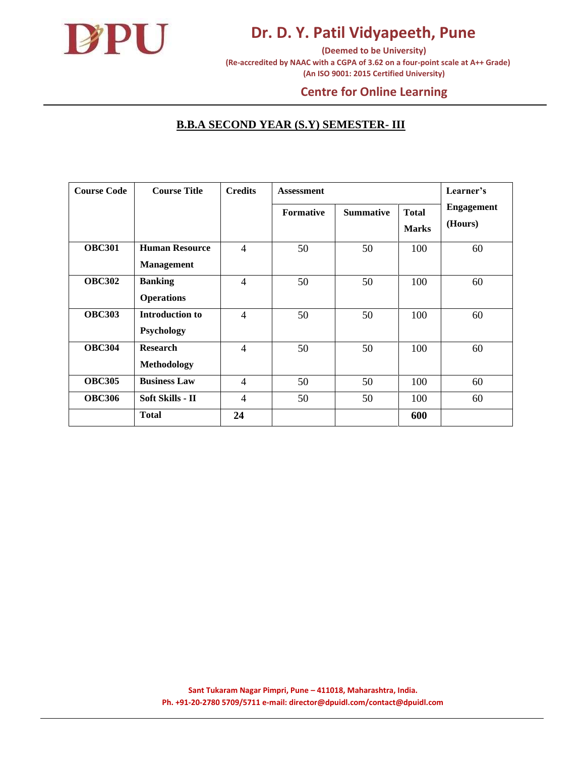# Dr. D. Y. Patil Vidyapeeth, Pune

**(Deemed to be University)**
**(Re-accredited by NAAC with a CGPA of 3.62 on a four-point scale at A++ Grade)**
**(An ISO 9001: 2015 Certified University)**

## Centre for Online Learning

## B.B.A SECOND YEAR (S.Y) SEMESTER- III

| Course Code | Course Title | Credits | Assessment | | | Learner's Engagement (Hours) |
|---|---|---|---|---|---|---|
| | | | Formative | Summative | Total Marks | |
| **OBC301** | **Human Resource Management** | 4 | 50 | 50 | 100 | 60 |
| **OBC302** | **Banking Operations** | 4 | 50 | 50 | 100 | 60 |
| **OBC303** | **Introduction to Psychology** | 4 | 50 | 50 | 100 | 60 |
| **OBC304** | **Research Methodology** | 4 | 50 | 50 | 100 | 60 |
| **OBC305** | **Business Law** | 4 | 50 | 50 | 100 | 60 |
| **OBC306** | **Soft Skills - II** | 4 | 50 | 50 | 100 | 60 |
| | **Total** | **24** | | | **600** | |

**Sant Tukaram Nagar Pimpri, Pune – 411018, Maharashtra, India.**
**Ph. +91-20-2780 5709/5711 e-mail: director@dpuidl.com/contact@dpuidl.com**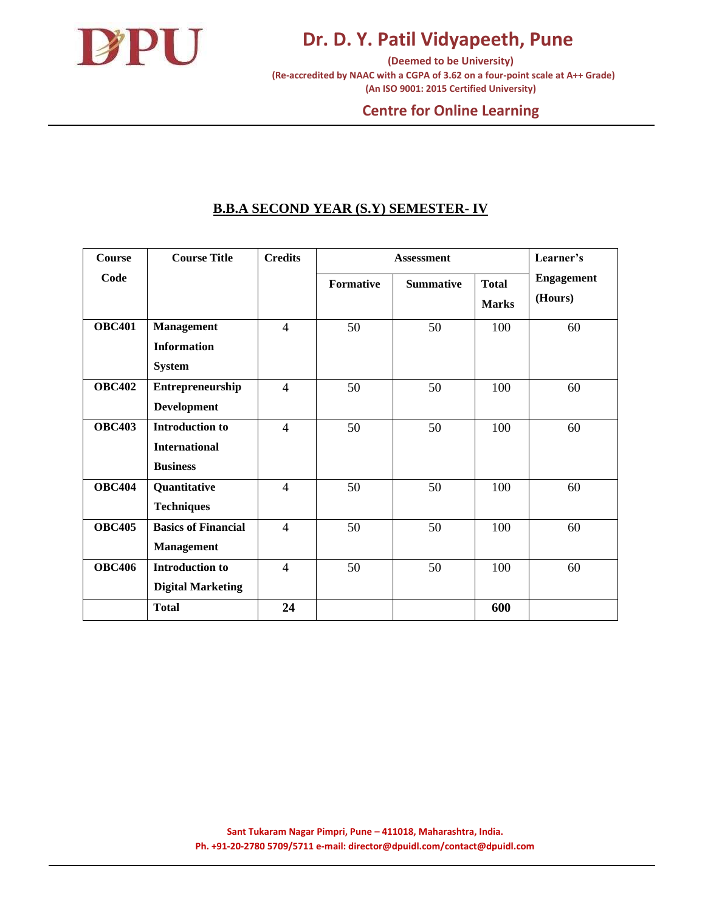# Dr. D. Y. Patil Vidyapeeth, Pune

**(Deemed to be University)**
**(Re-accredited by NAAC with a CGPA of 3.62 on a four-point scale at A++ Grade)**
**(An ISO 9001: 2015 Certified University)**

## Centre for Online Learning

## B.B.A SECOND YEAR (S.Y) SEMESTER- IV

| Course Code | Course Title | Credits | Assessment | | | Learner's Engagement (Hours) |
|---|---|---|---|---|---|---|
| | | | Formative | Summative | Total Marks | |
| **OBC401** | **Management Information System** | 4 | 50 | 50 | 100 | 60 |
| **OBC402** | **Entrepreneurship Development** | 4 | 50 | 50 | 100 | 60 |
| **OBC403** | **Introduction to International Business** | 4 | 50 | 50 | 100 | 60 |
| **OBC404** | **Quantitative Techniques** | 4 | 50 | 50 | 100 | 60 |
| **OBC405** | **Basics of Financial Management** | 4 | 50 | 50 | 100 | 60 |
| **OBC406** | **Introduction to Digital Marketing** | 4 | 50 | 50 | 100 | 60 |
| | **Total** | **24** | | | **600** | |

**Sant Tukaram Nagar Pimpri, Pune – 411018, Maharashtra, India.**
**Ph. +91-20-2780 5709/5711 e-mail: director@dpuidl.com/contact@dpuidl.com**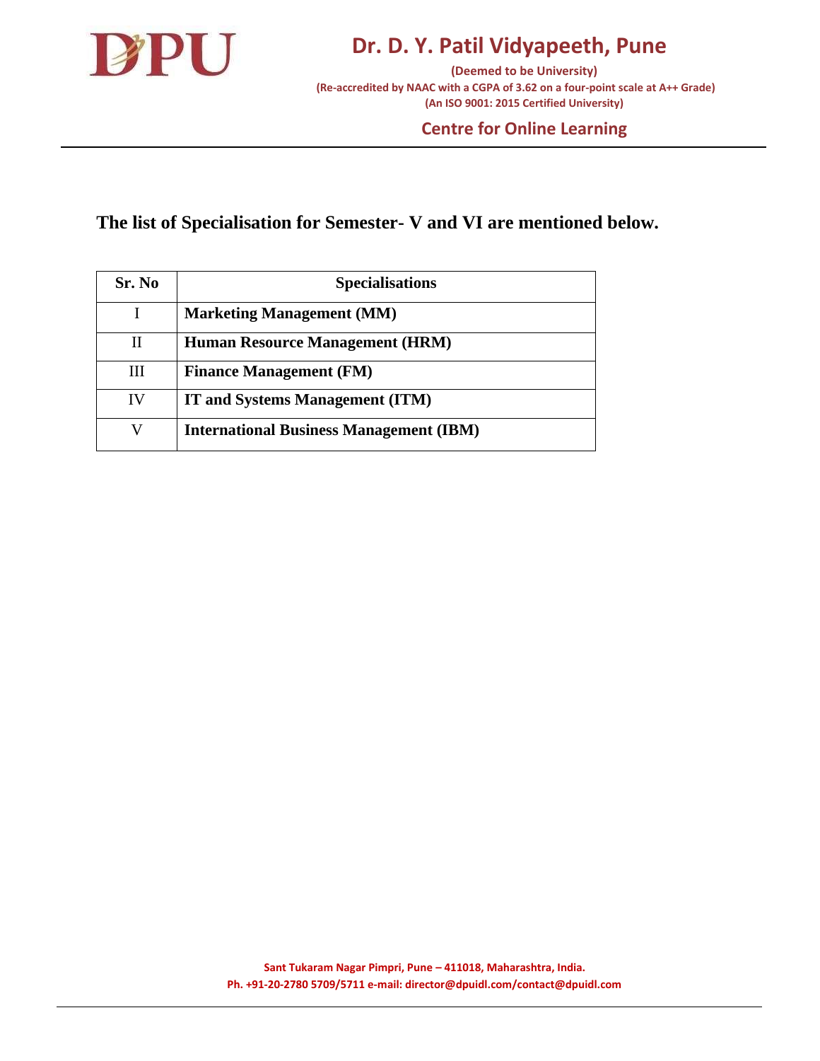**The list of Specialisation for Semester- V and VI are mentioned below.**

| Sr. No | Specialisations |
|---|---|
| I | **Marketing Management (MM)** |
| II | **Human Resource Management (HRM)** |
| III | **Finance Management (FM)** |
| IV | **IT and Systems Management (ITM)** |
| V | **International Business Management (IBM)** |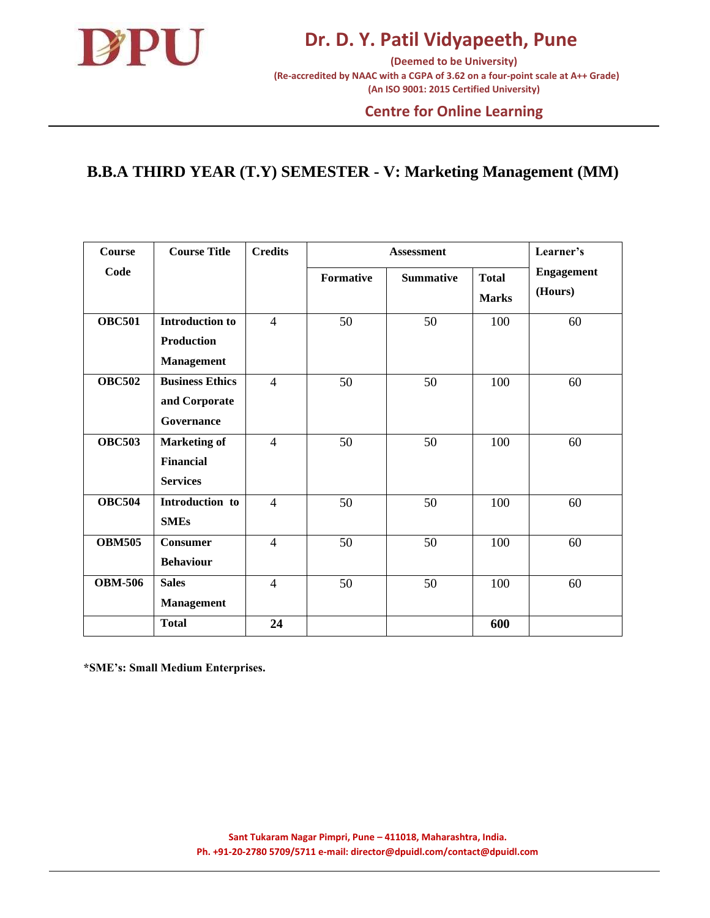# Dr. D. Y. Patil Vidyapeeth, Pune

**(Deemed to be University)**
**(Re-accredited by NAAC with a CGPA of 3.62 on a four-point scale at A++ Grade)**
**(An ISO 9001: 2015 Certified University)**

## Centre for Online Learning

## B.B.A THIRD YEAR (T.Y) SEMESTER - V: Marketing Management (MM)

| Course Code | Course Title | Credits | Assessment | | | Learner's Engagement (Hours) |
|---|---|---|---|---|---|---|
| | | | Formative | Summative | Total Marks | |
| **OBC501** | **Introduction to Production Management** | 4 | 50 | 50 | 100 | 60 |
| **OBC502** | **Business Ethics and Corporate Governance** | 4 | 50 | 50 | 100 | 60 |
| **OBC503** | **Marketing of Financial Services** | 4 | 50 | 50 | 100 | 60 |
| **OBC504** | **Introduction to SMEs** | 4 | 50 | 50 | 100 | 60 |
| **OBM505** | **Consumer Behaviour** | 4 | 50 | 50 | 100 | 60 |
| **OBM-506** | **Sales Management** | 4 | 50 | 50 | 100 | 60 |
| | **Total** | **24** | | | **600** | |

**\*SME's: Small Medium Enterprises.**

Sant Tukaram Nagar Pimpri, Pune – 411018, Maharashtra, India.
Ph. +91-20-2780 5709/5711 e-mail: director@dpuidl.com/contact@dpuidl.com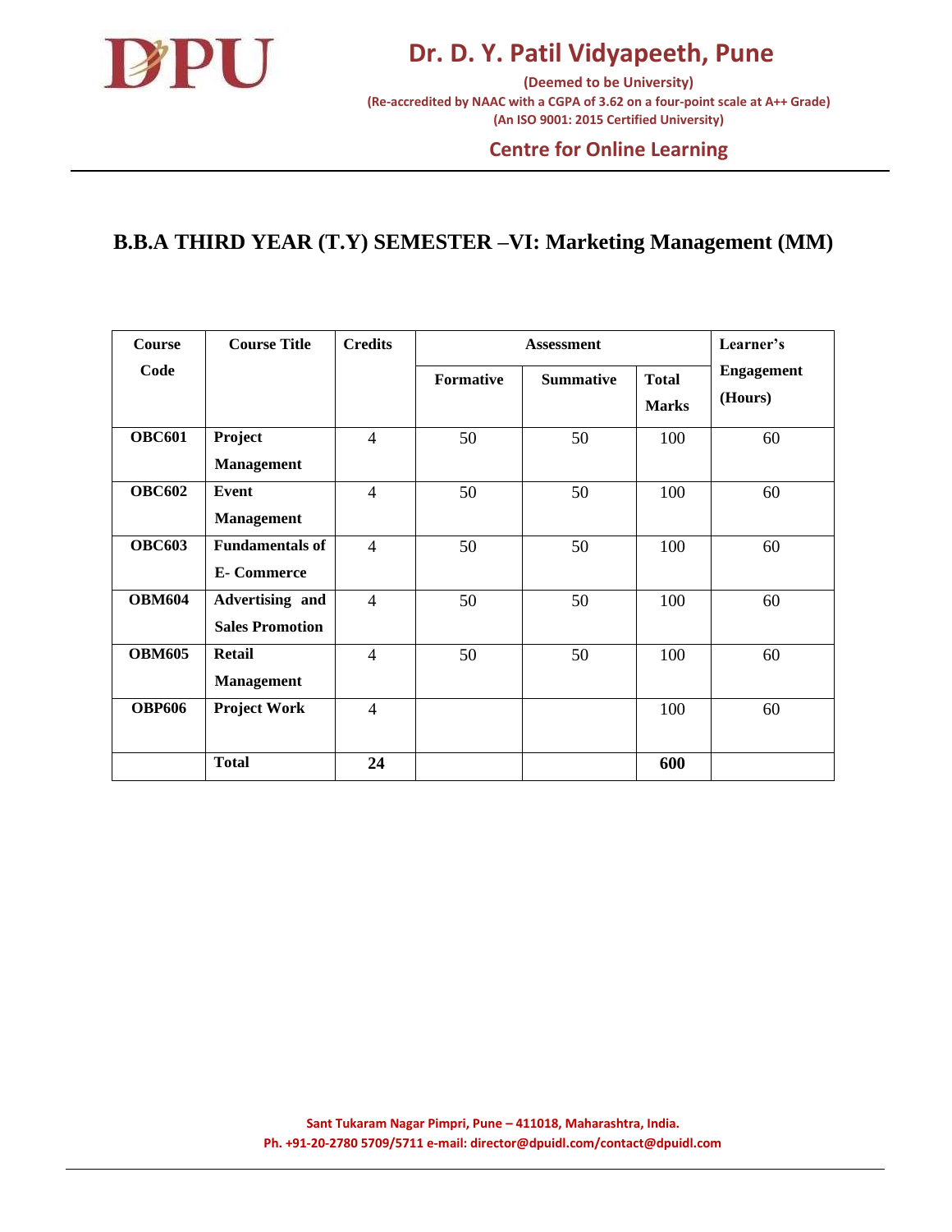# Dr. D. Y. Patil Vidyapeeth, Pune

**(Deemed to be University)**
**(Re-accredited by NAAC with a CGPA of 3.62 on a four-point scale at A++ Grade)**
**(An ISO 9001: 2015 Certified University)**

## Centre for Online Learning

## B.B.A THIRD YEAR (T.Y) SEMESTER –VI: Marketing Management (MM)

| Course Code | Course Title | Credits | Assessment | | | Learner's Engagement (Hours) |
|---|---|---|---|---|---|---|
| | | | Formative | Summative | Total Marks | |
| **OBC601** | **Project Management** | 4 | 50 | 50 | 100 | 60 |
| **OBC602** | **Event Management** | 4 | 50 | 50 | 100 | 60 |
| **OBC603** | **Fundamentals of E- Commerce** | 4 | 50 | 50 | 100 | 60 |
| **OBM604** | **Advertising and Sales Promotion** | 4 | 50 | 50 | 100 | 60 |
| **OBM605** | **Retail Management** | 4 | 50 | 50 | 100 | 60 |
| **OBP606** | **Project Work** | 4 | | | 100 | 60 |
| | **Total** | **24** | | | **600** | |

Sant Tukaram Nagar Pimpri, Pune – 411018, Maharashtra, India.
Ph. +91-20-2780 5709/5711 e-mail: director@dpuidl.com/contact@dpuidl.com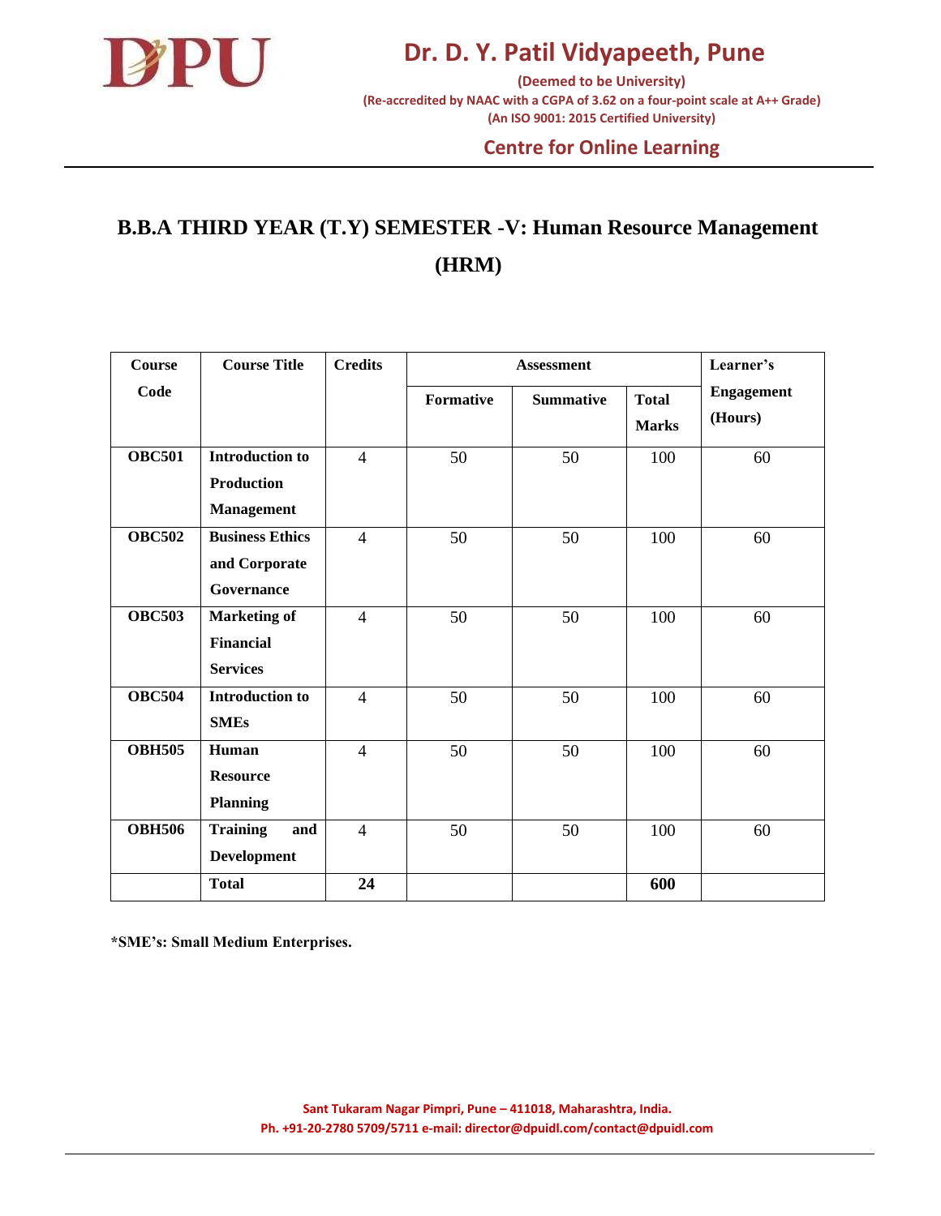# B.B.A THIRD YEAR (T.Y) SEMESTER -V: Human Resource Management (HRM)

| Course Code | Course Title | Credits | Assessment | | | Learner's Engagement (Hours) |
|---|---|---|---|---|---|---|
| | | | Formative | Summative | Total Marks | |
| OBC501 | Introduction to Production Management | 4 | 50 | 50 | 100 | 60 |
| OBC502 | Business Ethics and Corporate Governance | 4 | 50 | 50 | 100 | 60 |
| OBC503 | Marketing of Financial Services | 4 | 50 | 50 | 100 | 60 |
| OBC504 | Introduction to SMEs | 4 | 50 | 50 | 100 | 60 |
| OBH505 | Human Resource Planning | 4 | 50 | 50 | 100 | 60 |
| OBH506 | Training and Development | 4 | 50 | 50 | 100 | 60 |
| | **Total** | **24** | | | **600** | |

**\*SME's: Small Medium Enterprises.**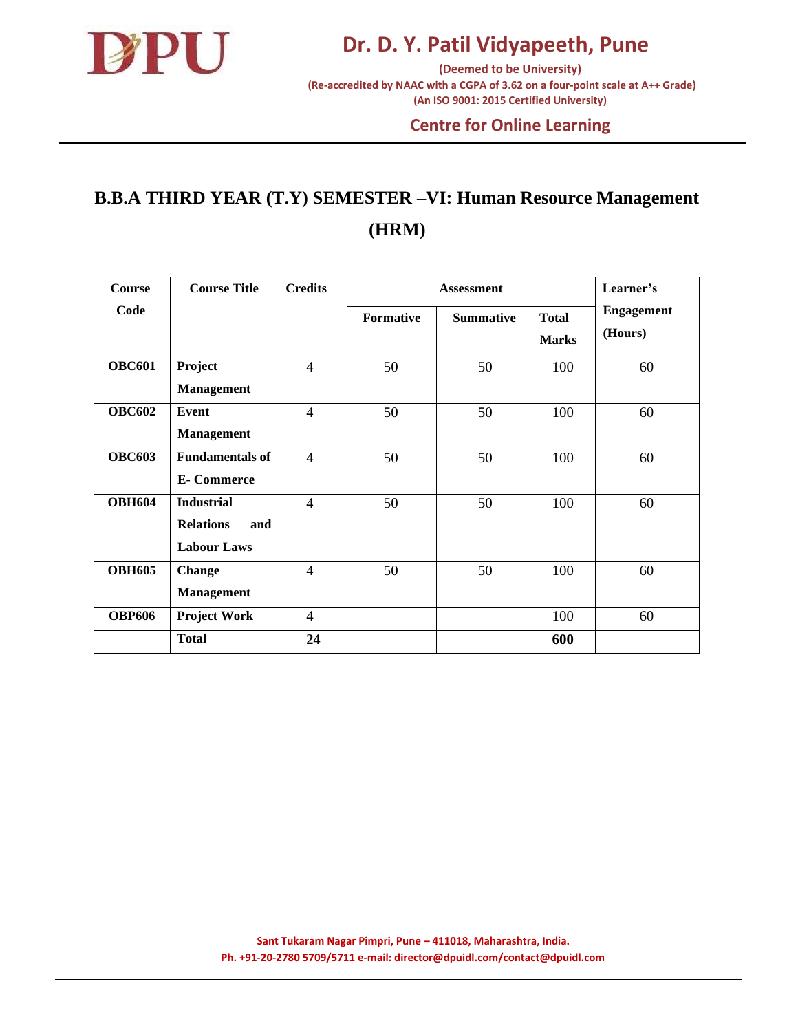# Dr. D. Y. Patil Vidyapeeth, Pune

**(Deemed to be University)**
**(Re-accredited by NAAC with a CGPA of 3.62 on a four-point scale at A++ Grade)**
**(An ISO 9001: 2015 Certified University)**

## Centre for Online Learning

## B.B.A THIRD YEAR (T.Y) SEMESTER –VI: Human Resource Management (HRM)

| Course Code | Course Title | Credits | Assessment | | | Learner's Engagement (Hours) |
|---|---|---|---|---|---|---|
| | | | Formative | Summative | Total Marks | |
| **OBC601** | **Project Management** | 4 | 50 | 50 | 100 | 60 |
| **OBC602** | **Event Management** | 4 | 50 | 50 | 100 | 60 |
| **OBC603** | **Fundamentals of E- Commerce** | 4 | 50 | 50 | 100 | 60 |
| **OBH604** | **Industrial Relations and Labour Laws** | 4 | 50 | 50 | 100 | 60 |
| **OBH605** | **Change Management** | 4 | 50 | 50 | 100 | 60 |
| **OBP606** | **Project Work** | 4 | | | 100 | 60 |
| | **Total** | **24** | | | **600** | |

Sant Tukaram Nagar Pimpri, Pune – 411018, Maharashtra, India.
Ph. +91-20-2780 5709/5711 e-mail: director@dpuidl.com/contact@dpuidl.com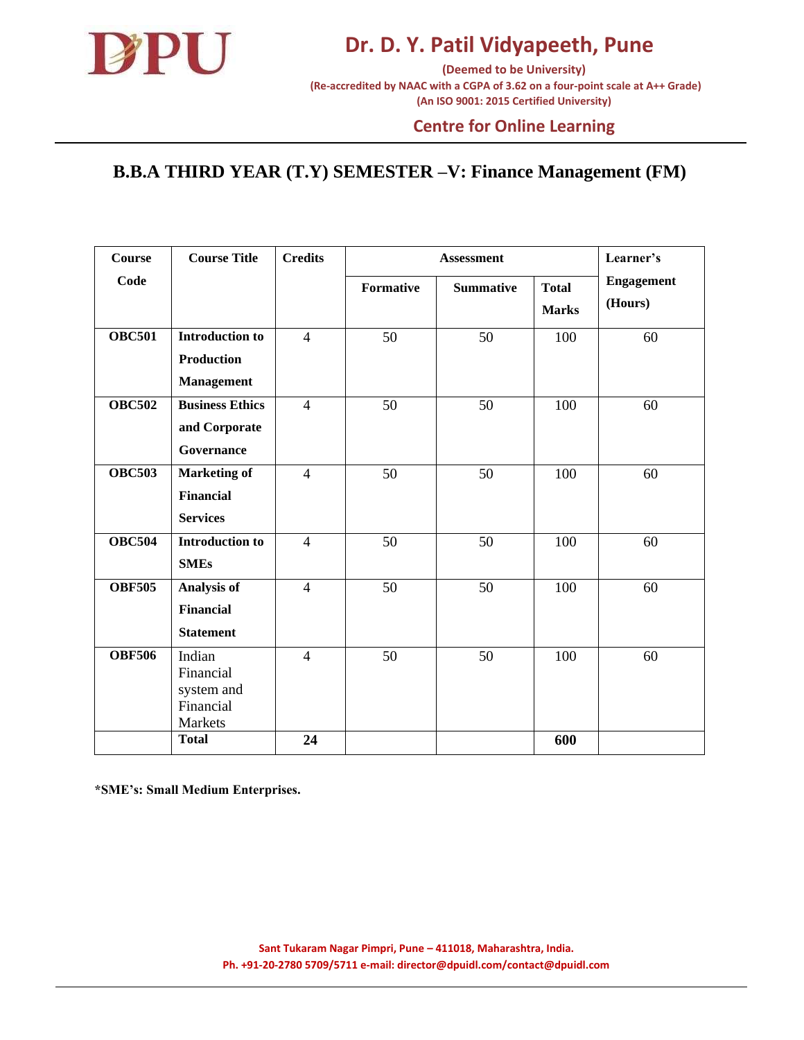# Dr. D. Y. Patil Vidyapeeth, Pune

**(Deemed to be University)**
**(Re-accredited by NAAC with a CGPA of 3.62 on a four-point scale at A++ Grade)**
**(An ISO 9001: 2015 Certified University)**

## Centre for Online Learning

## B.B.A THIRD YEAR (T.Y) SEMESTER –V: Finance Management (FM)

| Course Code | Course Title | Credits | Assessment | | | Learner's Engagement (Hours) |
|---|---|---|---|---|---|---|
| | | | Formative | Summative | Total Marks | |
| **OBC501** | **Introduction to Production Management** | 4 | 50 | 50 | 100 | 60 |
| **OBC502** | **Business Ethics and Corporate Governance** | 4 | 50 | 50 | 100 | 60 |
| **OBC503** | **Marketing of Financial Services** | 4 | 50 | 50 | 100 | 60 |
| **OBC504** | **Introduction to SMEs** | 4 | 50 | 50 | 100 | 60 |
| **OBF505** | **Analysis of Financial Statement** | 4 | 50 | 50 | 100 | 60 |
| **OBF506** | Indian Financial system and Financial Markets | 4 | 50 | 50 | 100 | 60 |
| | **Total** | **24** | | | **600** | |

**\*SME's: Small Medium Enterprises.**

**Sant Tukaram Nagar Pimpri, Pune – 411018, Maharashtra, India.**
**Ph. +91-20-2780 5709/5711 e-mail: director@dpuidl.com/contact@dpuidl.com**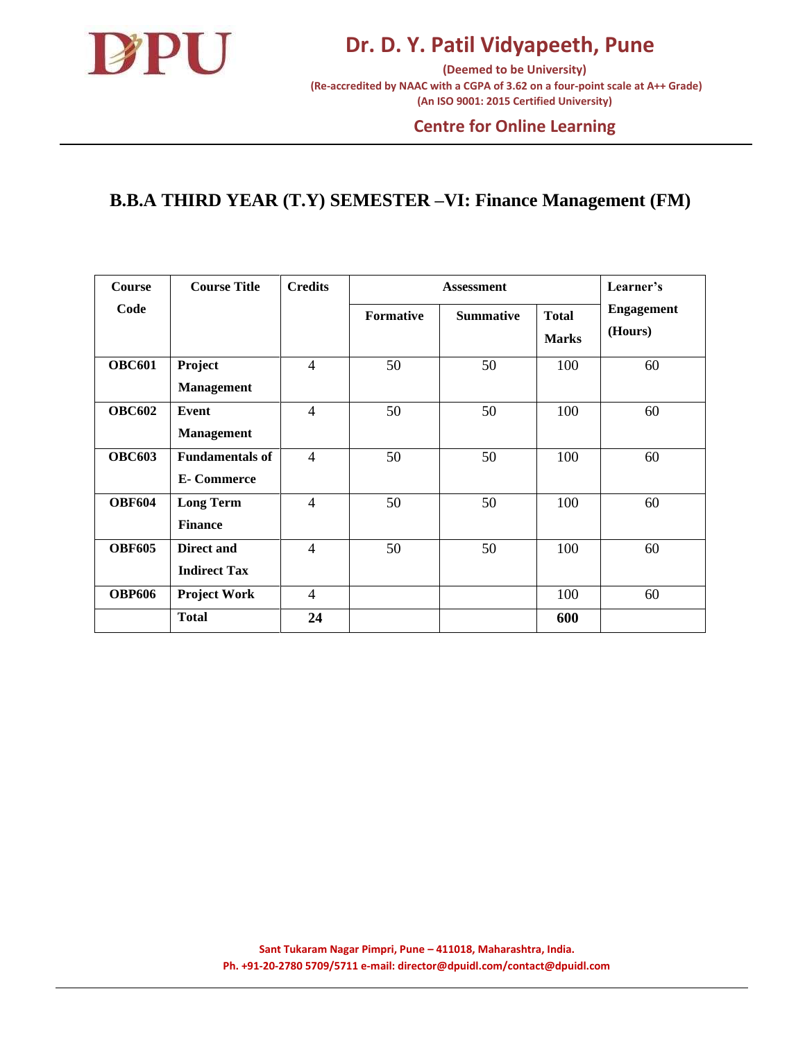# B.B.A THIRD YEAR (T.Y) SEMESTER –VI: Finance Management (FM)

| Course Code | Course Title | Credits | Assessment | | | Learner's Engagement (Hours) |
|---|---|---|---|---|---|---|
| | | | Formative | Summative | Total Marks | |
| **OBC601** | **Project Management** | 4 | 50 | 50 | 100 | 60 |
| **OBC602** | **Event Management** | 4 | 50 | 50 | 100 | 60 |
| **OBC603** | **Fundamentals of E- Commerce** | 4 | 50 | 50 | 100 | 60 |
| **OBF604** | **Long Term Finance** | 4 | 50 | 50 | 100 | 60 |
| **OBF605** | **Direct and Indirect Tax** | 4 | 50 | 50 | 100 | 60 |
| **OBP606** | **Project Work** | 4 | | | 100 | 60 |
| | **Total** | **24** | | | **600** | |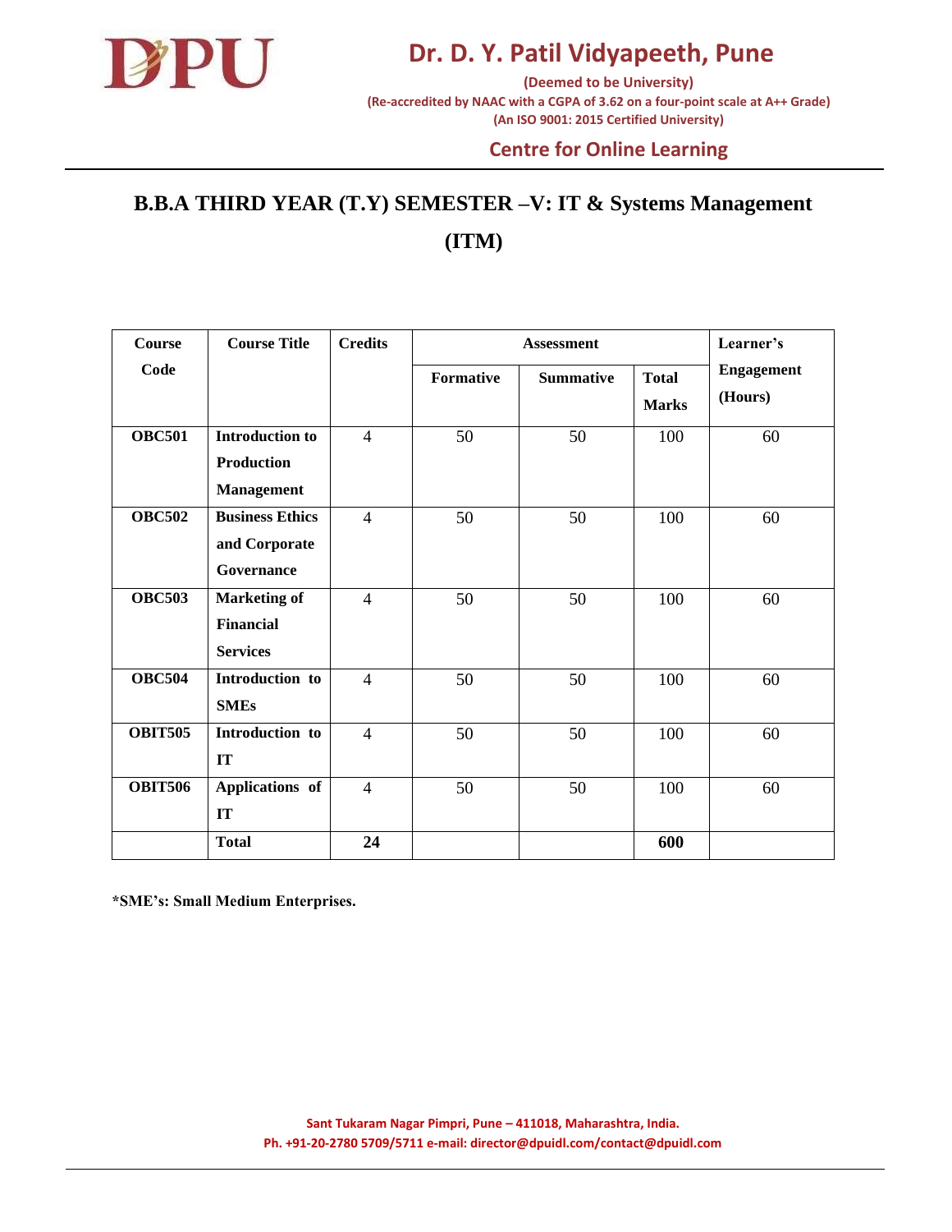# Dr. D. Y. Patil Vidyapeeth, Pune

**(Deemed to be University)**
**(Re-accredited by NAAC with a CGPA of 3.62 on a four-point scale at A++ Grade)**
**(An ISO 9001: 2015 Certified University)**

## Centre for Online Learning

## B.B.A THIRD YEAR (T.Y) SEMESTER –V: IT & Systems Management (ITM)

| Course Code | Course Title | Credits | Assessment | | | Learner's Engagement (Hours) |
|---|---|---|---|---|---|---|
| | | | Formative | Summative | Total Marks | |
| **OBC501** | **Introduction to Production Management** | 4 | 50 | 50 | 100 | 60 |
| **OBC502** | **Business Ethics and Corporate Governance** | 4 | 50 | 50 | 100 | 60 |
| **OBC503** | **Marketing of Financial Services** | 4 | 50 | 50 | 100 | 60 |
| **OBC504** | **Introduction to SMEs** | 4 | 50 | 50 | 100 | 60 |
| **OBIT505** | **Introduction to IT** | 4 | 50 | 50 | 100 | 60 |
| **OBIT506** | **Applications of IT** | 4 | 50 | 50 | 100 | 60 |
| | **Total** | **24** | | | **600** | |

**\*SME's: Small Medium Enterprises.**

Sant Tukaram Nagar Pimpri, Pune – 411018, Maharashtra, India.
Ph. +91-20-2780 5709/5711 e-mail: director@dpuidl.com/contact@dpuidl.com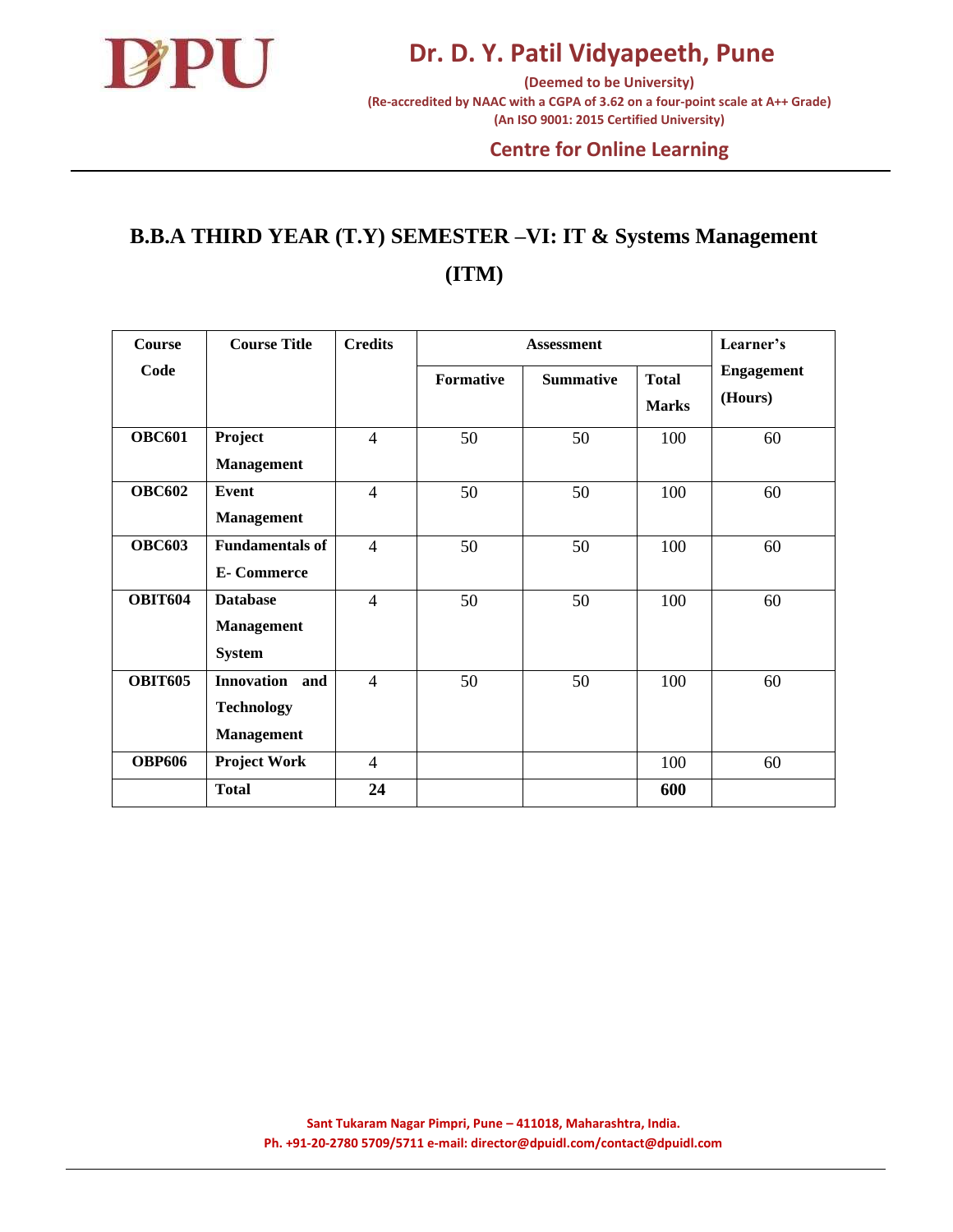# Dr. D. Y. Patil Vidyapeeth, Pune

**(Deemed to be University)**
**(Re-accredited by NAAC with a CGPA of 3.62 on a four-point scale at A++ Grade)**
**(An ISO 9001: 2015 Certified University)**

## Centre for Online Learning

## B.B.A THIRD YEAR (T.Y) SEMESTER –VI: IT & Systems Management (ITM)

| Course Code | Course Title | Credits | Assessment | | | Learner's Engagement (Hours) |
|---|---|---|---|---|---|---|
| | | | Formative | Summative | Total Marks | |
| **OBC601** | **Project Management** | 4 | 50 | 50 | 100 | 60 |
| **OBC602** | **Event Management** | 4 | 50 | 50 | 100 | 60 |
| **OBC603** | **Fundamentals of E- Commerce** | 4 | 50 | 50 | 100 | 60 |
| **OBIT604** | **Database Management System** | 4 | 50 | 50 | 100 | 60 |
| **OBIT605** | **Innovation and Technology Management** | 4 | 50 | 50 | 100 | 60 |
| **OBP606** | **Project Work** | 4 | | | 100 | 60 |
| | **Total** | **24** | | | **600** | |

Sant Tukaram Nagar Pimpri, Pune – 411018, Maharashtra, India.
Ph. +91-20-2780 5709/5711 e-mail: director@dpuidl.com/contact@dpuidl.com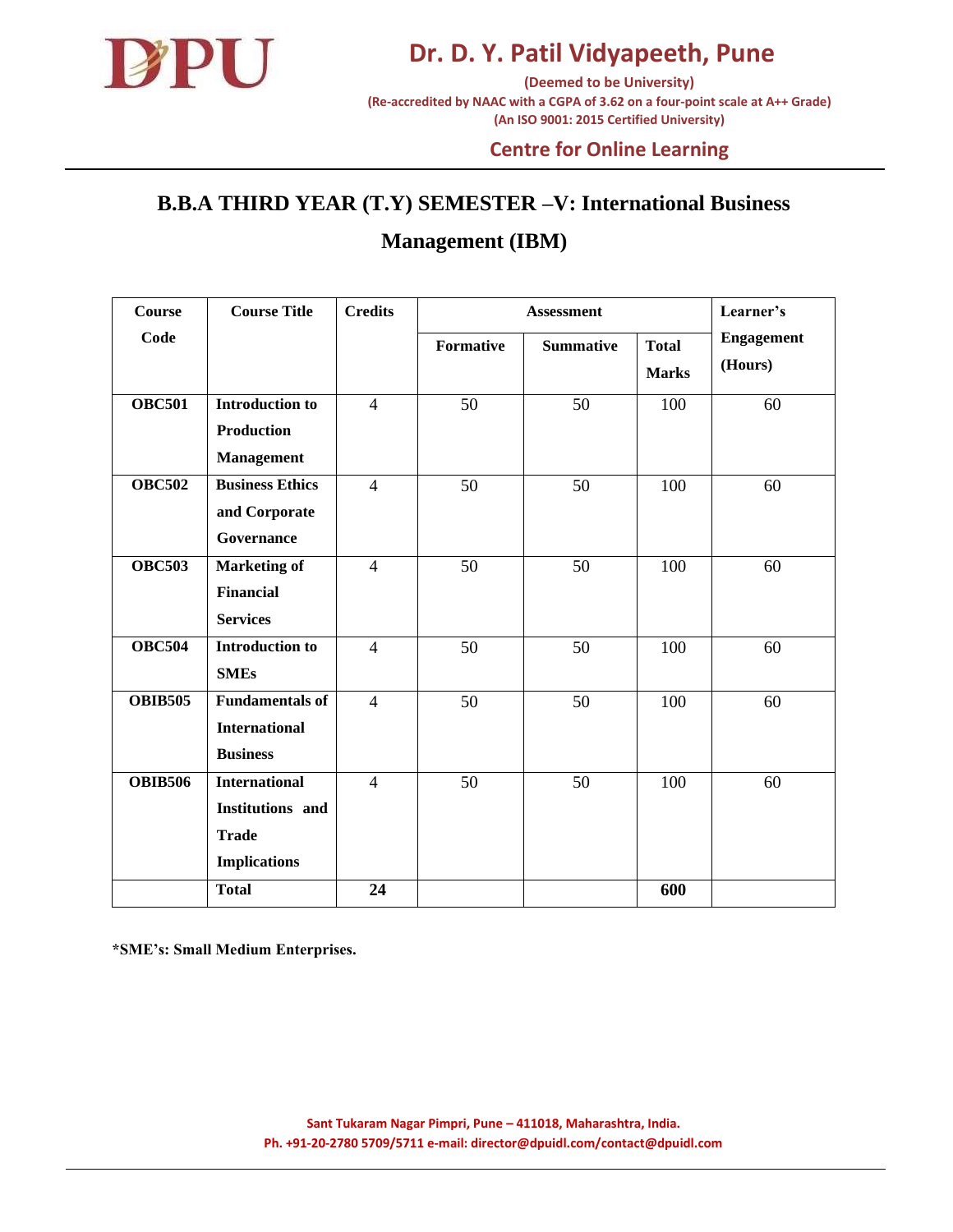# Dr. D. Y. Patil Vidyapeeth, Pune

**(Deemed to be University)**
**(Re-accredited by NAAC with a CGPA of 3.62 on a four-point scale at A++ Grade)**
**(An ISO 9001: 2015 Certified University)**

## Centre for Online Learning

## B.B.A THIRD YEAR (T.Y) SEMESTER –V: International Business Management (IBM)

| Course Code | Course Title | Credits | Assessment | | | Learner's Engagement (Hours) |
|---|---|---|---|---|---|---|
| | | | Formative | Summative | Total Marks | |
| **OBC501** | **Introduction to Production Management** | 4 | 50 | 50 | 100 | 60 |
| **OBC502** | **Business Ethics and Corporate Governance** | 4 | 50 | 50 | 100 | 60 |
| **OBC503** | **Marketing of Financial Services** | 4 | 50 | 50 | 100 | 60 |
| **OBC504** | **Introduction to SMEs** | 4 | 50 | 50 | 100 | 60 |
| **OBIB505** | **Fundamentals of International Business** | 4 | 50 | 50 | 100 | 60 |
| **OBIB506** | **International Institutions and Trade Implications** | 4 | 50 | 50 | 100 | 60 |
| | **Total** | **24** | | | **600** | |

**\*SME's: Small Medium Enterprises.**

**Sant Tukaram Nagar Pimpri, Pune – 411018, Maharashtra, India.**
**Ph. +91-20-2780 5709/5711 e-mail: director@dpuidl.com/contact@dpuidl.com**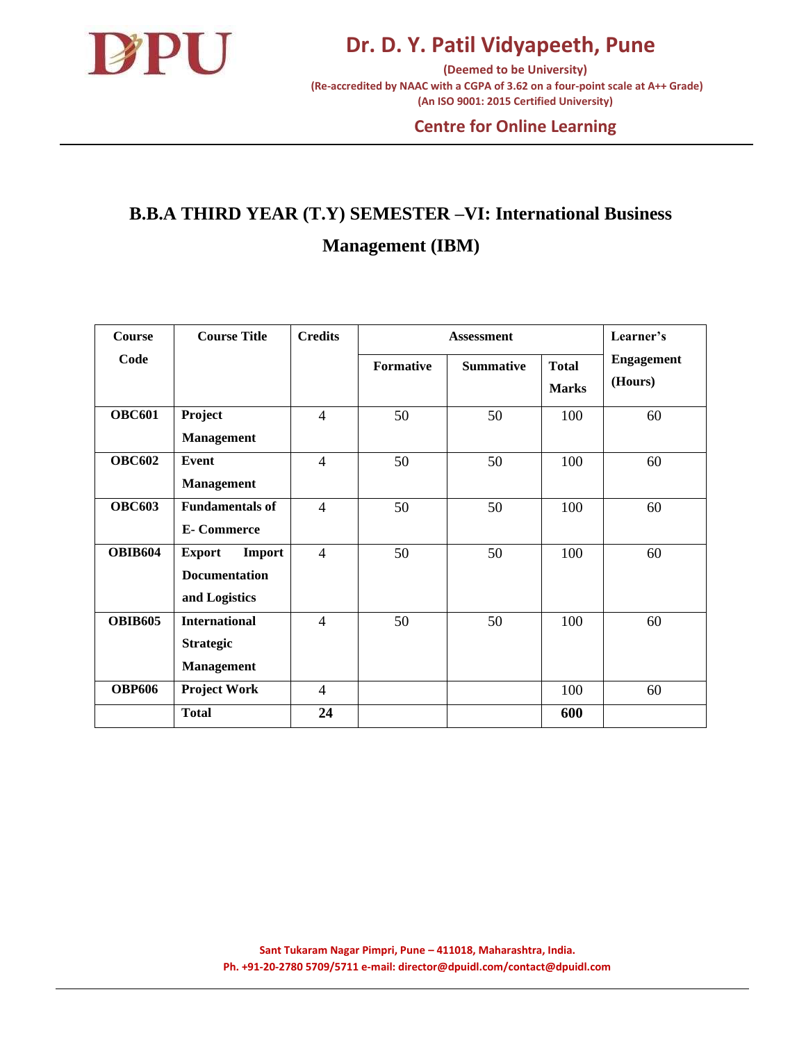# Dr. D. Y. Patil Vidyapeeth, Pune

**(Deemed to be University)**
**(Re-accredited by NAAC with a CGPA of 3.62 on a four-point scale at A++ Grade)**
**(An ISO 9001: 2015 Certified University)**

## Centre for Online Learning

## B.B.A THIRD YEAR (T.Y) SEMESTER –VI: International Business Management (IBM)

| Course Code | Course Title | Credits | Assessment | | | Learner's Engagement (Hours) |
|---|---|---|---|---|---|---|
| | | | Formative | Summative | Total Marks | |
| **OBC601** | **Project Management** | 4 | 50 | 50 | 100 | 60 |
| **OBC602** | **Event Management** | 4 | 50 | 50 | 100 | 60 |
| **OBC603** | **Fundamentals of E- Commerce** | 4 | 50 | 50 | 100 | 60 |
| **OBIB604** | **Export Import Documentation and Logistics** | 4 | 50 | 50 | 100 | 60 |
| **OBIB605** | **International Strategic Management** | 4 | 50 | 50 | 100 | 60 |
| **OBP606** | **Project Work** | 4 | | | 100 | 60 |
| | **Total** | **24** | | | **600** | |

Sant Tukaram Nagar Pimpri, Pune – 411018, Maharashtra, India.
Ph. +91-20-2780 5709/5711 e-mail: director@dpuidl.com/contact@dpuidl.com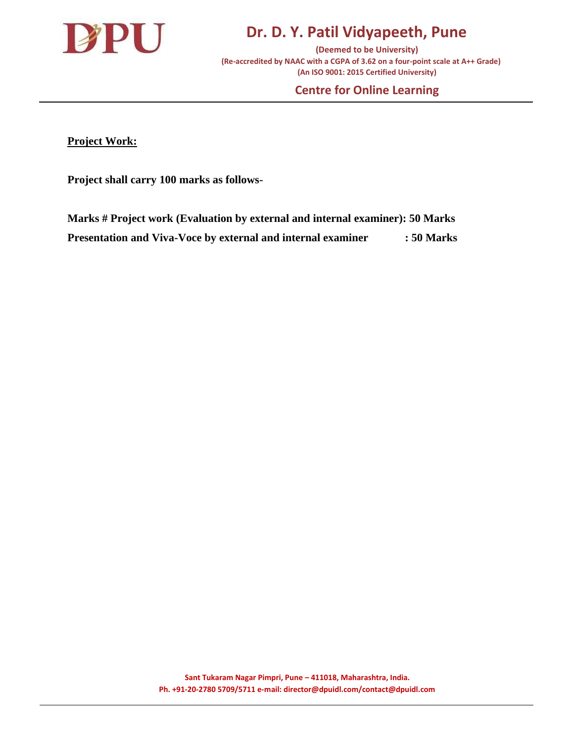**Project Work:**

**Project shall carry 100 marks as follows-**

**Marks # Project work (Evaluation by external and internal examiner): 50 Marks**

**Presentation and Viva-Voce by external and internal examiner : 50 Marks**